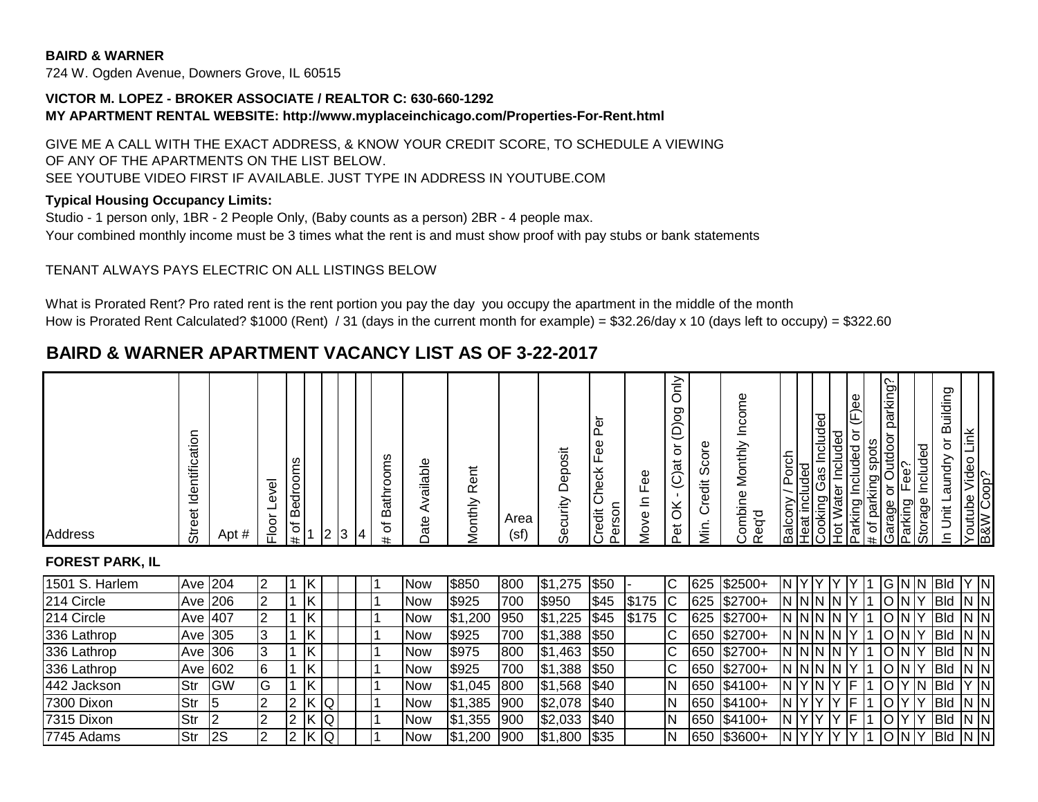**BAIRD & WARNER**
724 W. Ogden Avenue, Downers Grove, IL 60515

**VICTOR M. LOPEZ - BROKER ASSOCIATE / REALTOR C: 630-660-1292**
**MY APARTMENT RENTAL WEBSITE: http://www.myplaceinchicago.com/Properties-For-Rent.html**

GIVE ME A CALL WITH THE EXACT ADDRESS, & KNOW YOUR CREDIT SCORE, TO SCHEDULE A VIEWING OF ANY OF THE APARTMENTS ON THE LIST BELOW.
SEE YOUTUBE VIDEO FIRST IF AVAILABLE. JUST TYPE IN ADDRESS IN YOUTUBE.COM

**Typical Housing Occupancy Limits:**
Studio - 1 person only, 1BR - 2 People Only, (Baby counts as a person) 2BR - 4 people max.
Your combined monthly income must be 3 times what the rent is and must show proof with pay stubs or bank statements

TENANT ALWAYS PAYS ELECTRIC ON ALL LISTINGS BELOW

What is Prorated Rent? Pro rated rent is the rent portion you pay the day you occupy the apartment in the middle of the month
How is Prorated Rent Calculated? $1000 (Rent) / 31 (days in the current month for example) = $32.26/day x 10 (days left to occupy) = $322.60

## BAIRD & WARNER APARTMENT VACANCY LIST AS OF 3-22-2017

| Address | Street Identification | Apt # | Floor Level | # of Bedrooms | 1 | 2 | 3 | 4 | # of Bathrooms | Date Available | Monthly Rent | Area (sf) | Security Deposit | Credit Check Fee Per Person | Move In Fee | Pet OK - (C)at or (D)og Only | Min. Credit Score | Combine Monthly Income Req'd | Balcony / Porch | Heat included | Cooking Gas Included | Hot Water Included | Parking Included or (F)ee | # of parking spots | Garage or Outdoor parking? | Parking Fee? | Storage Included | In Unit Laundry or Building | Youtube Video Link | B&W Coop? |
|---|---|---|---|---|---|---|---|---|---|---|---|---|---|---|---|---|---|---|---|---|---|---|---|---|---|---|---|---|---|---|
| **FOREST PARK, IL** | | | | | | | | | | | | | | | | | | | | | | | | | | | | | | |
| 1501 S. Harlem | Ave | 204 | 2 | 1 | K | | | | 1 | Now | $850 | 800 | $1,275 | $50 | - | C | 625 | $2500+ | N | Y | Y | Y | Y | 1 | G | N | N | Bld | Y | N |
| 214 Circle | Ave | 206 | 2 | 1 | K | | | | 1 | Now | $925 | 700 | $950 | $45 | $175 | C | 625 | $2700+ | N | N | N | N | Y | 1 | O | N | Y | Bld | N | N |
| 214 Circle | Ave | 407 | 2 | 1 | K | | | | 1 | Now | $1,200 | 950 | $1,225 | $45 | $175 | C | 625 | $2700+ | N | N | N | N | Y | 1 | O | N | Y | Bld | N | N |
| 336 Lathrop | Ave | 305 | 3 | 1 | K | | | | 1 | Now | $925 | 700 | $1,388 | $50 | | C | 650 | $2700+ | N | N | N | N | Y | 1 | O | N | Y | Bld | N | N |
| 336 Lathrop | Ave | 306 | 3 | 1 | K | | | | 1 | Now | $975 | 800 | $1,463 | $50 | | C | 650 | $2700+ | N | N | N | N | Y | 1 | O | N | Y | Bld | N | N |
| 336 Lathrop | Ave | 602 | 6 | 1 | K | | | | 1 | Now | $925 | 700 | $1,388 | $50 | | C | 650 | $2700+ | N | N | N | N | Y | 1 | O | N | Y | Bld | N | N |
| 442 Jackson | Str | GW | G | 1 | K | | | | 1 | Now | $1,045 | 800 | $1,568 | $40 | | N | 650 | $4100+ | N | Y | N | Y | F | 1 | O | Y | N | Bld | Y | N |
| 7300 Dixon | Str | 5 | 2 | 2 | K | Q | | | 1 | Now | $1,385 | 900 | $2,078 | $40 | | N | 650 | $4100+ | N | Y | Y | Y | F | 1 | O | Y | Y | Bld | N | N |
| 7315 Dixon | Str | 2 | 2 | 2 | K | Q | | | 1 | Now | $1,355 | 900 | $2,033 | $40 | | N | 650 | $4100+ | N | Y | Y | Y | F | 1 | O | Y | Y | Bld | N | N |
| 7745 Adams | Str | 2S | 2 | 2 | K | Q | | | 1 | Now | $1,200 | 900 | $1,800 | $35 | | N | 650 | $3600+ | N | Y | Y | Y | Y | 1 | O | N | Y | Bld | N | N |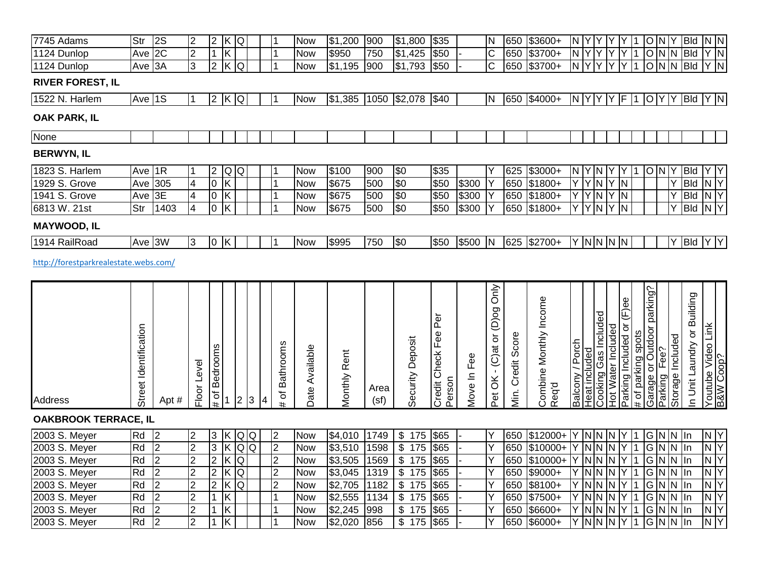| Address | Street Identification | Apt # | Floor Level | # of Bedrooms | 1 | 2 | 3 | 4 | # of Bathrooms | Date Available | Monthly Rent | Area (sf) | Security Deposit | Credit Check Fee Per Person | Move In Fee | Pet OK - (C)at or (D)og Only | Min. Credit Score | Combine Monthly Income Req'd | Balcony / Porch | Heat included | Cooking Gas Included | Hot Water Included | Parking Included or (F)ee | # of parking spots | Garage or Outdoor parking? | Parking Fee? | Storage Included | In Unit Laundry or Building | Youtube Video Link | B&W Coop? |
|---|---|---|---|---|---|---|---|---|---|---|---|---|---|---|---|---|---|---|---|---|---|---|---|---|---|---|---|---|---|---|
| 7745 Adams | Str | 2S | 2 | 2 | K | Q | | | 1 | Now | $1,200 | 900 | $1,800 | $35 | | N | 650 | $3600+ | N | Y | Y | Y | Y | 1 | O | N | Y | Bld | N | N |
| 1124 Dunlop | Ave | 2C | 2 | 1 | K | | | | 1 | Now | $950 | 750 | $1,425 | $50 | - | C | 650 | $3700+ | N | Y | Y | Y | Y | 1 | O | N | N | Bld | Y | N |
| 1124 Dunlop | Ave | 3A | 3 | 2 | K | Q | | | 1 | Now | $1,195 | 900 | $1,793 | $50 | - | C | 650 | $3700+ | N | Y | Y | Y | Y | 1 | O | N | N | Bld | Y | N |

**RIVER FOREST, IL**

| Address | Street Identification | Apt # | Floor Level | # of Bedrooms | 1 | 2 | 3 | 4 | # of Bathrooms | Date Available | Monthly Rent | Area (sf) | Security Deposit | Credit Check Fee Per Person | Move In Fee | Pet OK - (C)at or (D)og Only | Min. Credit Score | Combine Monthly Income Req'd | Balcony / Porch | Heat included | Cooking Gas Included | Hot Water Included | Parking Included or (F)ee | # of parking spots | Garage or Outdoor parking? | Parking Fee? | Storage Included | In Unit Laundry or Building | Youtube Video Link | B&W Coop? |
|---|---|---|---|---|---|---|---|---|---|---|---|---|---|---|---|---|---|---|---|---|---|---|---|---|---|---|---|---|---|---|
| 1522 N. Harlem | Ave | 1S | 1 | 2 | K | Q | | | 1 | Now | $1,385 | 1050 | $2,078 | $40 | | N | 650 | $4000+ | N | Y | Y | Y | F | 1 | O | Y | Y | Bld | Y | N |

**OAK PARK, IL**

| Address | Street Identification | Apt # | Floor Level | # of Bedrooms | 1 | 2 | 3 | 4 | # of Bathrooms | Date Available | Monthly Rent | Area (sf) | Security Deposit | Credit Check Fee Per Person | Move In Fee | Pet OK - (C)at or (D)og Only | Min. Credit Score | Combine Monthly Income Req'd | Balcony / Porch | Heat included | Cooking Gas Included | Hot Water Included | Parking Included or (F)ee | # of parking spots | Garage or Outdoor parking? | Parking Fee? | Storage Included | In Unit Laundry or Building | Youtube Video Link | B&W Coop? |
|---|---|---|---|---|---|---|---|---|---|---|---|---|---|---|---|---|---|---|---|---|---|---|---|---|---|---|---|---|---|---|
| None | | | | | | | | | | | | | | | | | | | | | | | | | | | | | | |

**BERWYN, IL**

| Address | Street Identification | Apt # | Floor Level | # of Bedrooms | 1 | 2 | 3 | 4 | # of Bathrooms | Date Available | Monthly Rent | Area (sf) | Security Deposit | Credit Check Fee Per Person | Move In Fee | Pet OK - (C)at or (D)og Only | Min. Credit Score | Combine Monthly Income Req'd | Balcony / Porch | Heat included | Cooking Gas Included | Hot Water Included | Parking Included or (F)ee | # of parking spots | Garage or Outdoor parking? | Parking Fee? | Storage Included | In Unit Laundry or Building | Youtube Video Link | B&W Coop? |
|---|---|---|---|---|---|---|---|---|---|---|---|---|---|---|---|---|---|---|---|---|---|---|---|---|---|---|---|---|---|---|
| 1823 S. Harlem | Ave | 1R | 1 | 2 | Q | Q | | | 1 | Now | $100 | 900 | $0 | $35 | | Y | 625 | $3000+ | N | Y | N | Y | Y | 1 | O | N | Y | Bld | Y | Y |
| 1929 S. Grove | Ave | 305 | 4 | 0 | K | | | | 1 | Now | $675 | 500 | $0 | $50 | $300 | Y | 650 | $1800+ | Y | Y | N | Y | N | | | | Y | Bld | N | Y |
| 1941 S. Grove | Ave | 3E | 4 | 0 | K | | | | 1 | Now | $675 | 500 | $0 | $50 | $300 | Y | 650 | $1800+ | Y | Y | N | Y | N | | | | Y | Bld | N | Y |
| 6813 W. 21st | Str | 1403 | 4 | 0 | K | | | | 1 | Now | $675 | 500 | $0 | $50 | $300 | Y | 650 | $1800+ | Y | Y | N | Y | N | | | | Y | Bld | N | Y |

**MAYWOOD, IL**

| Address | Street Identification | Apt # | Floor Level | # of Bedrooms | 1 | 2 | 3 | 4 | # of Bathrooms | Date Available | Monthly Rent | Area (sf) | Security Deposit | Credit Check Fee Per Person | Move In Fee | Pet OK - (C)at or (D)og Only | Min. Credit Score | Combine Monthly Income Req'd | Balcony / Porch | Heat included | Cooking Gas Included | Hot Water Included | Parking Included or (F)ee | # of parking spots | Garage or Outdoor parking? | Parking Fee? | Storage Included | In Unit Laundry or Building | Youtube Video Link | B&W Coop? |
|---|---|---|---|---|---|---|---|---|---|---|---|---|---|---|---|---|---|---|---|---|---|---|---|---|---|---|---|---|---|---|
| 1914 RailRoad | Ave | 3W | 3 | 0 | K | | | | 1 | Now | $995 | 750 | $0 | $50 | $500 | N | 625 | $2700+ | Y | N | N | N | N | | | | Y | Bld | Y | Y |

http://forestparkrealestate.webs.com/

**OAKBROOK TERRACE, IL**

| Address | Street Identification | Apt # | Floor Level | # of Bedrooms | 1 | 2 | 3 | 4 | # of Bathrooms | Date Available | Monthly Rent | Area (sf) | Security Deposit | Credit Check Fee Per Person | Move In Fee | Pet OK - (C)at or (D)og Only | Min. Credit Score | Combine Monthly Income Req'd | Balcony / Porch | Heat included | Cooking Gas Included | Hot Water Included | Parking Included or (F)ee | # of parking spots | Garage or Outdoor parking? | Parking Fee? | Storage Included | In Unit Laundry or Building | Youtube Video Link | B&W Coop? |
|---|---|---|---|---|---|---|---|---|---|---|---|---|---|---|---|---|---|---|---|---|---|---|---|---|---|---|---|---|---|---|
| 2003 S. Meyer | Rd | 2 | 2 | 3 | K | Q | Q | | 2 | Now | $4,010 | 1749 | $ 175 | $65 | - | Y | 650 | $12000+ | Y | N | N | N | Y | 1 | G | N | N | In | N | Y |
| 2003 S. Meyer | Rd | 2 | 2 | 3 | K | Q | Q | | 2 | Now | $3,510 | 1598 | $ 175 | $65 | - | Y | 650 | $10000+ | Y | N | N | N | Y | 1 | G | N | N | In | N | Y |
| 2003 S. Meyer | Rd | 2 | 2 | 2 | K | Q | | | 2 | Now | $3,505 | 1569 | $ 175 | $65 | - | Y | 650 | $10000+ | Y | N | N | N | Y | 1 | G | N | N | In | N | Y |
| 2003 S. Meyer | Rd | 2 | 2 | 2 | K | Q | | | 2 | Now | $3,045 | 1319 | $ 175 | $65 | - | Y | 650 | $9000+ | Y | N | N | N | Y | 1 | G | N | N | In | N | Y |
| 2003 S. Meyer | Rd | 2 | 2 | 2 | K | Q | | | 2 | Now | $2,705 | 1182 | $ 175 | $65 | - | Y | 650 | $8100+ | Y | N | N | N | Y | 1 | G | N | N | In | N | Y |
| 2003 S. Meyer | Rd | 2 | 2 | 1 | K | | | | 1 | Now | $2,555 | 1134 | $ 175 | $65 | - | Y | 650 | $7500+ | Y | N | N | N | Y | 1 | G | N | N | In | N | Y |
| 2003 S. Meyer | Rd | 2 | 2 | 1 | K | | | | 1 | Now | $2,245 | 998 | $ 175 | $65 | - | Y | 650 | $6600+ | Y | N | N | N | Y | 1 | G | N | N | In | N | Y |
| 2003 S. Meyer | Rd | 2 | 2 | 1 | K | | | | 1 | Now | $2,020 | 856 | $ 175 | $65 | - | Y | 650 | $6000+ | Y | N | N | N | Y | 1 | G | N | N | In | N | Y |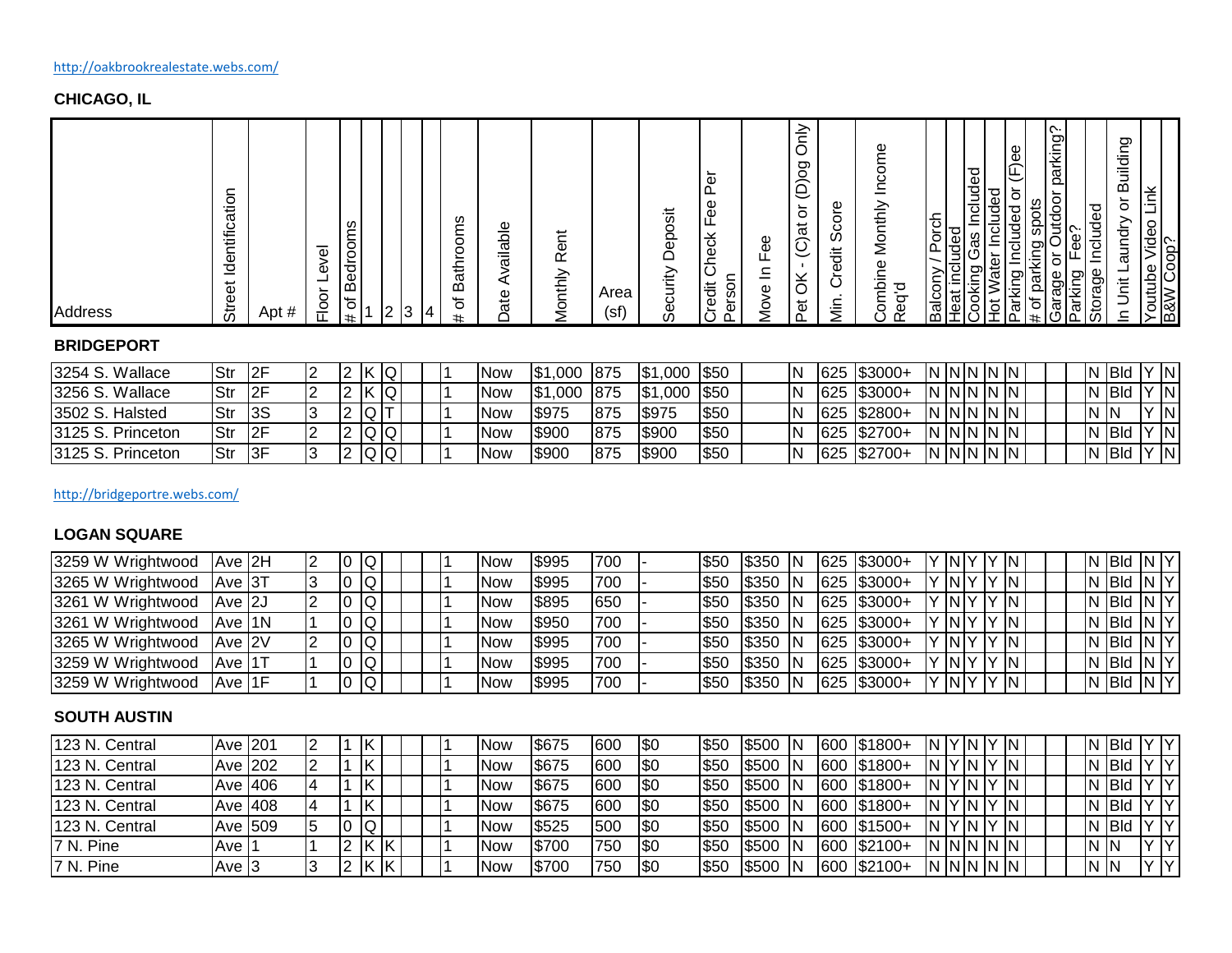http://oakbrookrealestate.webs.com/

**CHICAGO, IL**

**BRIDGEPORT**

| Address | Street Identification | Apt # | Floor Level | # of Bedrooms | 1 | 2 | 3 | 4 | # of Bathrooms | Date Available | Monthly Rent | Area (sf) | Security Deposit | Credit Check Fee Per Person | Move In Fee | Pet OK - (C)at or (D)og Only | Min. Credit Score | Combine Monthly Income Req'd | Balcony / Porch | Heat included | Cooking Gas Included | Hot Water Included | Parking Included or (F)ee | # of parking spots | Garage or Outdoor parking? | Parking Fee? | Storage Included | In Unit Laundry or Building | Youtube Video Link | B&W Coop? |
|---|---|---|---|---|---|---|---|---|---|---|---|---|---|---|---|---|---|---|---|---|---|---|---|---|---|---|---|---|---|---|
| 3254 S. Wallace | Str | 2F | 2 | 2 | K | Q | | | 1 | Now | $1,000 | 875 | $1,000 | $50 | | N | 625 | $3000+ | N | N | N | N | N | | | | N | Bld | Y | N |
| 3256 S. Wallace | Str | 2F | 2 | 2 | K | Q | | | 1 | Now | $1,000 | 875 | $1,000 | $50 | | N | 625 | $3000+ | N | N | N | N | N | | | | N | Bld | Y | N |
| 3502 S. Halsted | Str | 3S | 3 | 2 | Q | T | | | 1 | Now | $975 | 875 | $975 | $50 | | N | 625 | $2800+ | N | N | N | N | N | | | | N | N | Y | N |
| 3125 S. Princeton | Str | 2F | 2 | 2 | Q | Q | | | 1 | Now | $900 | 875 | $900 | $50 | | N | 625 | $2700+ | N | N | N | N | N | | | | N | Bld | Y | N |
| 3125 S. Princeton | Str | 3F | 3 | 2 | Q | Q | | | 1 | Now | $900 | 875 | $900 | $50 | | N | 625 | $2700+ | N | N | N | N | N | | | | N | Bld | Y | N |

http://bridgeportre.webs.com/

**LOGAN SQUARE**

| Address | Street Identification | Apt # | Floor Level | # of Bedrooms | 1 | 2 | 3 | 4 | # of Bathrooms | Date Available | Monthly Rent | Area (sf) | Security Deposit | Credit Check Fee Per Person | Move In Fee | Pet OK - (C)at or (D)og Only | Min. Credit Score | Combine Monthly Income Req'd | Balcony / Porch | Heat included | Cooking Gas Included | Hot Water Included | Parking Included or (F)ee | # of parking spots | Garage or Outdoor parking? | Parking Fee? | Storage Included | In Unit Laundry or Building | Youtube Video Link | B&W Coop? |
|---|---|---|---|---|---|---|---|---|---|---|---|---|---|---|---|---|---|---|---|---|---|---|---|---|---|---|---|---|---|---|
| 3259 W Wrightwood | Ave | 2H | 2 | 0 | Q | | | | 1 | Now | $995 | 700 | - | $50 | $350 | N | 625 | $3000+ | Y | N | Y | Y | N | | | | N | Bld | N | Y |
| 3265 W Wrightwood | Ave | 3T | 3 | 0 | Q | | | | 1 | Now | $995 | 700 | - | $50 | $350 | N | 625 | $3000+ | Y | N | Y | Y | N | | | | N | Bld | N | Y |
| 3261 W Wrightwood | Ave | 2J | 2 | 0 | Q | | | | 1 | Now | $895 | 650 | - | $50 | $350 | N | 625 | $3000+ | Y | N | Y | Y | N | | | | N | Bld | N | Y |
| 3261 W Wrightwood | Ave | 1N | 1 | 0 | Q | | | | 1 | Now | $950 | 700 | - | $50 | $350 | N | 625 | $3000+ | Y | N | Y | Y | N | | | | N | Bld | N | Y |
| 3265 W Wrightwood | Ave | 2V | 2 | 0 | Q | | | | 1 | Now | $995 | 700 | - | $50 | $350 | N | 625 | $3000+ | Y | N | Y | Y | N | | | | N | Bld | N | Y |
| 3259 W Wrightwood | Ave | 1T | 1 | 0 | Q | | | | 1 | Now | $995 | 700 | - | $50 | $350 | N | 625 | $3000+ | Y | N | Y | Y | N | | | | N | Bld | N | Y |
| 3259 W Wrightwood | Ave | 1F | 1 | 0 | Q | | | | 1 | Now | $995 | 700 | - | $50 | $350 | N | 625 | $3000+ | Y | N | Y | Y | N | | | | N | Bld | N | Y |

**SOUTH AUSTIN**

| Address | Street Identification | Apt # | Floor Level | # of Bedrooms | 1 | 2 | 3 | 4 | # of Bathrooms | Date Available | Monthly Rent | Area (sf) | Security Deposit | Credit Check Fee Per Person | Move In Fee | Pet OK - (C)at or (D)og Only | Min. Credit Score | Combine Monthly Income Req'd | Balcony / Porch | Heat included | Cooking Gas Included | Hot Water Included | Parking Included or (F)ee | # of parking spots | Garage or Outdoor parking? | Parking Fee? | Storage Included | In Unit Laundry or Building | Youtube Video Link | B&W Coop? |
|---|---|---|---|---|---|---|---|---|---|---|---|---|---|---|---|---|---|---|---|---|---|---|---|---|---|---|---|---|---|---|
| 123 N. Central | Ave | 201 | 2 | 1 | K | | | | 1 | Now | $675 | 600 | $0 | $50 | $500 | N | 600 | $1800+ | N | Y | N | Y | N | | | | N | Bld | Y | Y |
| 123 N. Central | Ave | 202 | 2 | 1 | K | | | | 1 | Now | $675 | 600 | $0 | $50 | $500 | N | 600 | $1800+ | N | Y | N | Y | N | | | | N | Bld | Y | Y |
| 123 N. Central | Ave | 406 | 4 | 1 | K | | | | 1 | Now | $675 | 600 | $0 | $50 | $500 | N | 600 | $1800+ | N | Y | N | Y | N | | | | N | Bld | Y | Y |
| 123 N. Central | Ave | 408 | 4 | 1 | K | | | | 1 | Now | $675 | 600 | $0 | $50 | $500 | N | 600 | $1800+ | N | Y | N | Y | N | | | | N | Bld | Y | Y |
| 123 N. Central | Ave | 509 | 5 | 0 | Q | | | | 1 | Now | $525 | 500 | $0 | $50 | $500 | N | 600 | $1500+ | N | Y | N | Y | N | | | | N | Bld | Y | Y |
| 7 N. Pine | Ave | 1 | 1 | 2 | K | K | | | 1 | Now | $700 | 750 | $0 | $50 | $500 | N | 600 | $2100+ | N | N | N | N | N | | | | N | N | Y | Y |
| 7 N. Pine | Ave | 3 | 3 | 2 | K | K | | | 1 | Now | $700 | 750 | $0 | $50 | $500 | N | 600 | $2100+ | N | N | N | N | N | | | | N | N | Y | Y |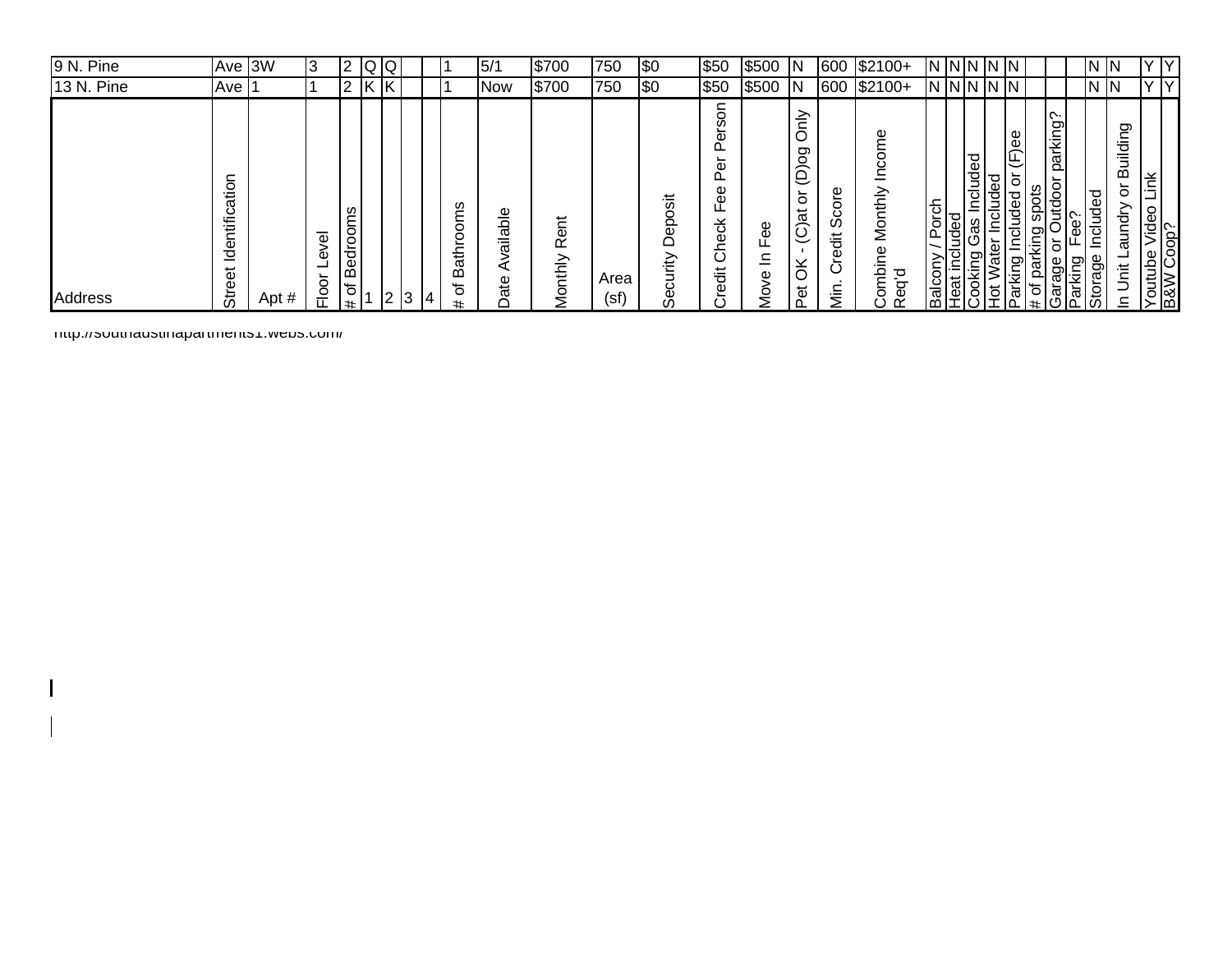| Address | Street Identification | Apt # | Floor Level | # of Bedrooms | 1 | 2 | 3 | 4 | # of Bathrooms | Date Available | Monthly Rent | Area (sf) | Security Deposit | Credit Check Fee Per Person | Move In Fee | Pet OK - (C)at or (D)og Only | Min. Credit Score | Combine Monthly Income Req'd | Balcony / Porch | Heat included | Cooking Gas Included | Hot Water Included | Parking Included or (F)ee | # of parking spots | Garage or Outdoor parking? | Parking Fee? | Storage Included | In Unit Laundry or Building | Youtube Video Link | B&W Coop? |
|---|---|---|---|---|---|---|---|---|---|---|---|---|---|---|---|---|---|---|---|---|---|---|---|---|---|---|---|---|---|---|
| 9 N. Pine | Ave | 3W | 3 | 2 | Q | Q | | | 1 | 5/1 | $700 | 750 | $0 | $50 | $500 | N | 600 | $2100+ | N | N | N | N | N | | | | N | N | Y | Y |
| 13 N. Pine | Ave | 1 | 1 | 2 | K | K | | | 1 | Now | $700 | 750 | $0 | $50 | $500 | N | 600 | $2100+ | N | N | N | N | N | | | | N | N | Y | Y |

http://southaustinapartments1.webs.com/